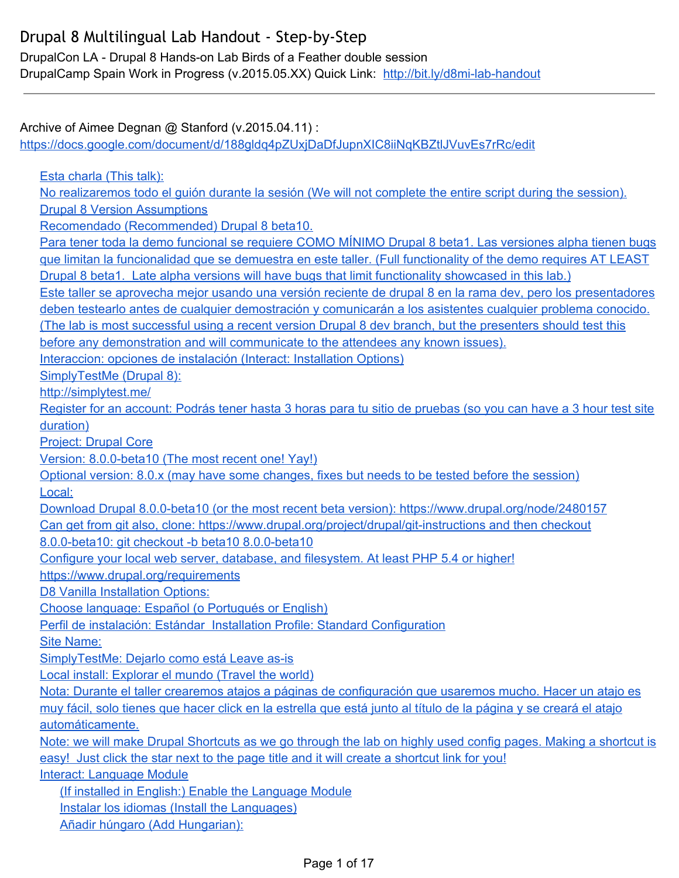# Drupal 8 Multilingual Lab Handout - Step-by-Step

DrupalCon LA - Drupal 8 Hands-on Lab Birds of a Feather double session
DrupalCamp Spain Work in Progress (v.2015.05.XX) Quick Link: http://bit.ly/d8mi-lab-handout

---

Archive of Aimee Degnan @ Stanford (v.2015.04.11) :
https://docs.google.com/document/d/188gldq4pZUxjDaDfJupnXIC8iiNqKBZtlJVuvEs7rRc/edit

- Esta charla (This talk):
- No realizaremos todo el guión durante la sesión (We will not complete the entire script during the session).
- Drupal 8 Version Assumptions
- Recomendado (Recommended) Drupal 8 beta10.
- Para tener toda la demo funcional se requiere COMO MÍNIMO Drupal 8 beta1. Las versiones alpha tienen bugs que limitan la funcionalidad que se demuestra en este taller. (Full functionality of the demo requires AT LEAST Drupal 8 beta1. Late alpha versions will have bugs that limit functionality showcased in this lab.)
- Este taller se aprovecha mejor usando una versión reciente de drupal 8 en la rama dev, pero los presentadores deben testearlo antes de cualquier demostración y comunicarán a los asistentes cualquier problema conocido. (The lab is most successful using a recent version Drupal 8 dev branch, but the presenters should test this before any demonstration and will communicate to the attendees any known issues).
- Interaccion: opciones de instalación (Interact: Installation Options)
- SimplyTestMe (Drupal 8):
- http://simplytest.me/
- Register for an account: Podrás tener hasta 3 horas para tu sitio de pruebas (so you can have a 3 hour test site duration)
- Project: Drupal Core
- Version: 8.0.0-beta10 (The most recent one! Yay!)
- Optional version: 8.0.x (may have some changes, fixes but needs to be tested before the session)
- Local:
- Download Drupal 8.0.0-beta10 (or the most recent beta version): https://www.drupal.org/node/2480157
- Can get from git also, clone: https://www.drupal.org/project/drupal/git-instructions and then checkout 8.0.0-beta10: git checkout -b beta10 8.0.0-beta10
- Configure your local web server, database, and filesystem. At least PHP 5.4 or higher!
- https://www.drupal.org/requirements
- D8 Vanilla Installation Options:
- Choose language: Español (o Portugués or English)
- Perfil de instalación: Estándar Installation Profile: Standard Configuration
- Site Name:
- SimplyTestMe: Dejarlo como está Leave as-is
- Local install: Explorar el mundo (Travel the world)
- Nota: Durante el taller crearemos atajos a páginas de configuración que usaremos mucho. Hacer un atajo es muy fácil, solo tienes que hacer click en la estrella que está junto al título de la página y se creará el atajo automáticamente.
- Note: we will make Drupal Shortcuts as we go through the lab on highly used config pages. Making a shortcut is easy! Just click the star next to the page title and it will create a shortcut link for you!
- Interact: Language Module
  - (If installed in English:) Enable the Language Module
  - Instalar los idiomas (Install the Languages)
  - Añadir húngaro (Add Hungarian):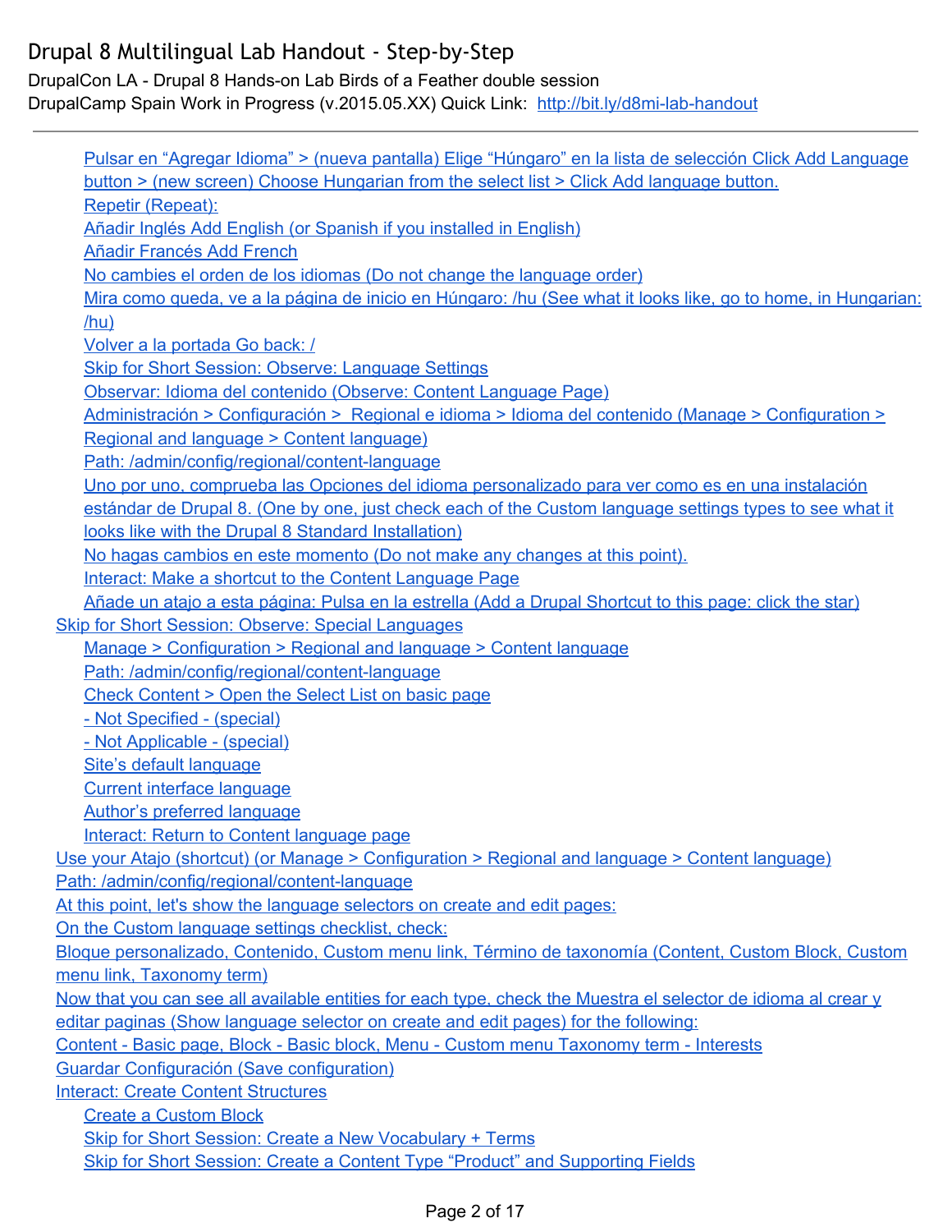- Pulsar en “Agregar Idioma” > (nueva pantalla) Elige “Húngaro” en la lista de selección Click Add Language button > (new screen) Choose Hungarian from the select list > Click Add language button.
- Repetir (Repeat):
- Añadir Inglés Add English (or Spanish if you installed in English)
- Añadir Francés Add French
- No cambies el orden de los idiomas (Do not change the language order)
- Mira como queda, ve a la página de inicio en Húngaro: /hu (See what it looks like, go to home, in Hungarian: /hu)
- Volver a la portada Go back: /
- Skip for Short Session: Observe: Language Settings
- Observar: Idioma del contenido (Observe: Content Language Page)
- Administración > Configuración > Regional e idioma > Idioma del contenido (Manage > Configuration > Regional and language > Content language)
- Path: /admin/config/regional/content-language
- Uno por uno, comprueba las Opciones del idioma personalizado para ver como es en una instalación estándar de Drupal 8. (One by one, just check each of the Custom language settings types to see what it looks like with the Drupal 8 Standard Installation)
- No hagas cambios en este momento (Do not make any changes at this point).
- Interact: Make a shortcut to the Content Language Page
- Añade un atajo a esta página: Pulsa en la estrella (Add a Drupal Shortcut to this page: click the star)

Skip for Short Session: Observe: Special Languages

- Manage > Configuration > Regional and language > Content language
- Path: /admin/config/regional/content-language
- Check Content > Open the Select List on basic page
- - Not Specified - (special)
- - Not Applicable - (special)
- Site’s default language
- Current interface language
- Author’s preferred language
- Interact: Return to Content language page

Use your Atajo (shortcut) (or Manage > Configuration > Regional and language > Content language)

Path: /admin/config/regional/content-language

At this point, let's show the language selectors on create and edit pages:

On the Custom language settings checklist, check:

Bloque personalizado, Contenido, Custom menu link, Término de taxonomía (Content, Custom Block, Custom menu link, Taxonomy term)

Now that you can see all available entities for each type, check the Muestra el selector de idioma al crear y editar paginas (Show language selector on create and edit pages) for the following:

Content - Basic page, Block - Basic block, Menu - Custom menu Taxonomy term - Interests

Guardar Configuración (Save configuration)

Interact: Create Content Structures

- Create a Custom Block
- Skip for Short Session: Create a New Vocabulary + Terms
- Skip for Short Session: Create a Content Type “Product” and Supporting Fields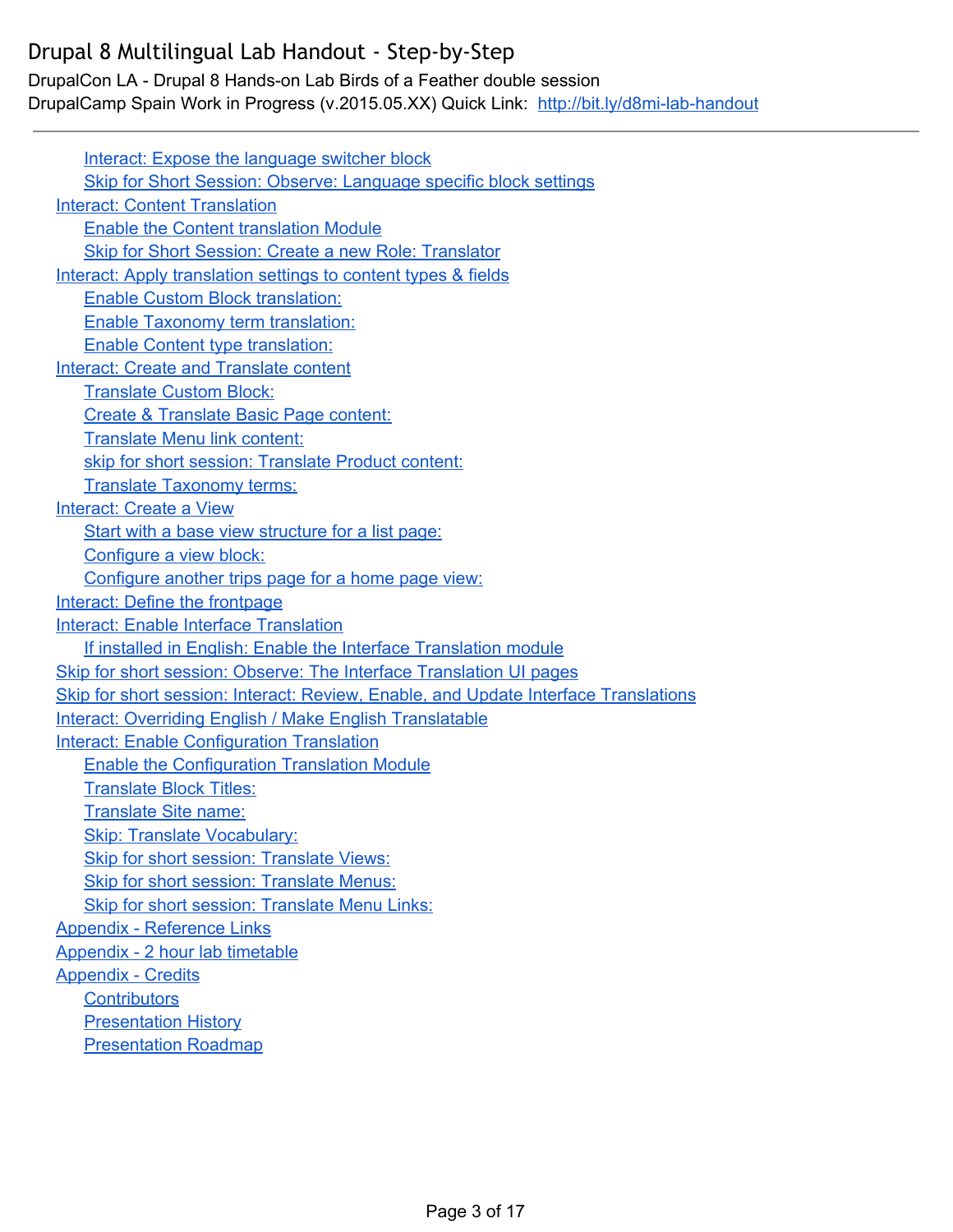- Interact: Expose the language switcher block
- Skip for Short Session: Observe: Language specific block settings

Interact: Content Translation

- Enable the Content translation Module
- Skip for Short Session: Create a new Role: Translator

Interact: Apply translation settings to content types & fields

- Enable Custom Block translation:
- Enable Taxonomy term translation:
- Enable Content type translation:

Interact: Create and Translate content

- Translate Custom Block:
- Create & Translate Basic Page content:
- Translate Menu link content:
- skip for short session: Translate Product content:
- Translate Taxonomy terms:

Interact: Create a View

- Start with a base view structure for a list page:
- Configure a view block:
- Configure another trips page for a home page view:

Interact: Define the frontpage

Interact: Enable Interface Translation

- If installed in English: Enable the Interface Translation module

Skip for short session: Observe: The Interface Translation UI pages

Skip for short session: Interact: Review, Enable, and Update Interface Translations

Interact: Overriding English / Make English Translatable

Interact: Enable Configuration Translation

- Enable the Configuration Translation Module
- Translate Block Titles:
- Translate Site name:
- Skip: Translate Vocabulary:
- Skip for short session: Translate Views:
- Skip for short session: Translate Menus:
- Skip for short session: Translate Menu Links:

Appendix - Reference Links

Appendix - 2 hour lab timetable

Appendix - Credits

- Contributors
- Presentation History
- Presentation Roadmap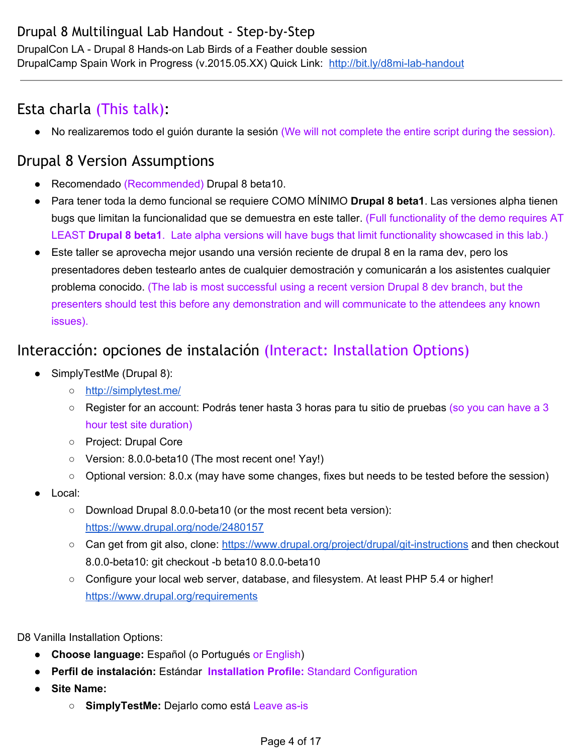Drupal 8 Multilingual Lab Handout - Step-by-Step

DrupalCon LA - Drupal 8 Hands-on Lab Birds of a Feather double session
DrupalCamp Spain Work in Progress (v.2015.05.XX) Quick Link: http://bit.ly/d8mi-lab-handout

---

## Esta charla (This talk):

- No realizaremos todo el guión durante la sesión (We will not complete the entire script during the session).

## Drupal 8 Version Assumptions

- Recomendado (Recommended) Drupal 8 beta10.
- Para tener toda la demo funcional se requiere COMO MÍNIMO **Drupal 8 beta1**. Las versiones alpha tienen bugs que limitan la funcionalidad que se demuestra en este taller. (Full functionality of the demo requires AT LEAST **Drupal 8 beta1**. Late alpha versions will have bugs that limit functionality showcased in this lab.)
- Este taller se aprovecha mejor usando una versión reciente de drupal 8 en la rama dev, pero los presentadores deben testearlo antes de cualquier demostración y comunicarán a los asistentes cualquier problema conocido. (The lab is most successful using a recent version Drupal 8 dev branch, but the presenters should test this before any demonstration and will communicate to the attendees any known issues).

## Interacción: opciones de instalación (Interact: Installation Options)

- SimplyTestMe (Drupal 8):
  - http://simplytest.me/
  - Register for an account: Podrás tener hasta 3 horas para tu sitio de pruebas (so you can have a 3 hour test site duration)
  - Project: Drupal Core
  - Version: 8.0.0-beta10 (The most recent one! Yay!)
  - Optional version: 8.0.x (may have some changes, fixes but needs to be tested before the session)
- Local:
  - Download Drupal 8.0.0-beta10 (or the most recent beta version): https://www.drupal.org/node/2480157
  - Can get from git also, clone: https://www.drupal.org/project/drupal/git-instructions and then checkout 8.0.0-beta10: git checkout -b beta10 8.0.0-beta10
  - Configure your local web server, database, and filesystem. At least PHP 5.4 or higher! https://www.drupal.org/requirements

D8 Vanilla Installation Options:

- **Choose language:** Español (o Portugués or English)
- **Perfil de instalación:** Estándar **Installation Profile:** Standard Configuration
- **Site Name:**
  - **SimplyTestMe:** Dejarlo como está Leave as-is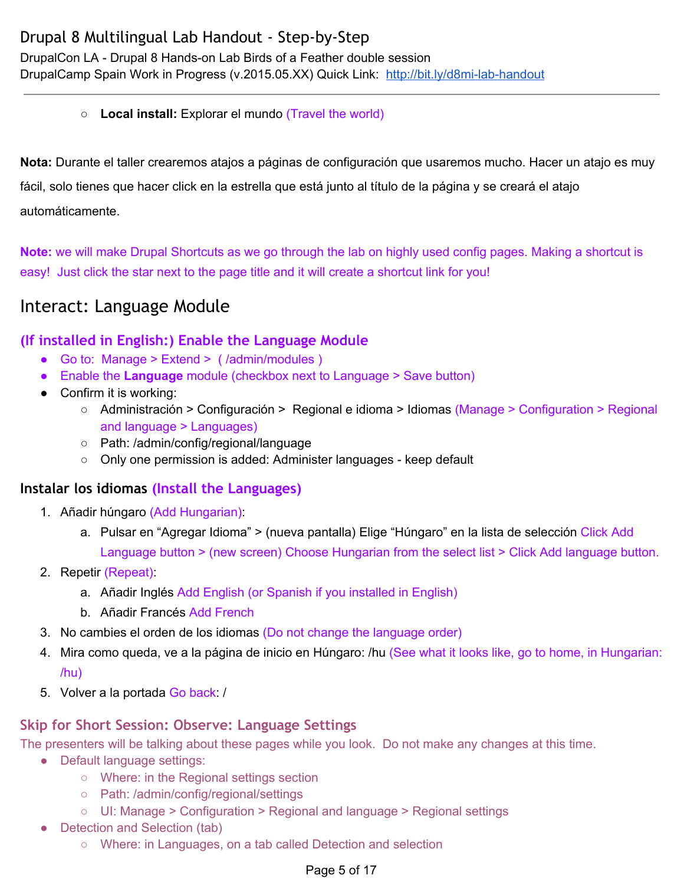- **Local install:** Explorar el mundo (Travel the world)

**Nota:** Durante el taller crearemos atajos a páginas de configuración que usaremos mucho. Hacer un atajo es muy fácil, solo tienes que hacer click en la estrella que está junto al título de la página y se creará el atajo automáticamente.

**Note:** we will make Drupal Shortcuts as we go through the lab on highly used config pages. Making a shortcut is easy! Just click the star next to the page title and it will create a shortcut link for you!

## Interact: Language Module

### (If installed in English:) Enable the Language Module

- Go to: Manage > Extend > ( /admin/modules )
- Enable the **Language** module (checkbox next to Language > Save button)
- Confirm it is working:
  - Administración > Configuración > Regional e idioma > Idiomas (Manage > Configuration > Regional and language > Languages)
  - Path: /admin/config/regional/language
  - Only one permission is added: Administer languages - keep default

### Instalar los idiomas (Install the Languages)

1. Añadir húngaro (Add Hungarian):
   a. Pulsar en “Agregar Idioma” > (nueva pantalla) Elige “Húngaro” en la lista de selección Click Add Language button > (new screen) Choose Hungarian from the select list > Click Add language button.
2. Repetir (Repeat):
   a. Añadir Inglés Add English (or Spanish if you installed in English)
   b. Añadir Francés Add French
3. No cambies el orden de los idiomas (Do not change the language order)
4. Mira como queda, ve a la página de inicio en Húngaro: /hu (See what it looks like, go to home, in Hungarian: /hu)
5. Volver a la portada Go back: /

### Skip for Short Session: Observe: Language Settings

The presenters will be talking about these pages while you look. Do not make any changes at this time.

- Default language settings:
  - Where: in the Regional settings section
  - Path: /admin/config/regional/settings
  - UI: Manage > Configuration > Regional and language > Regional settings
- Detection and Selection (tab)
  - Where: in Languages, on a tab called Detection and selection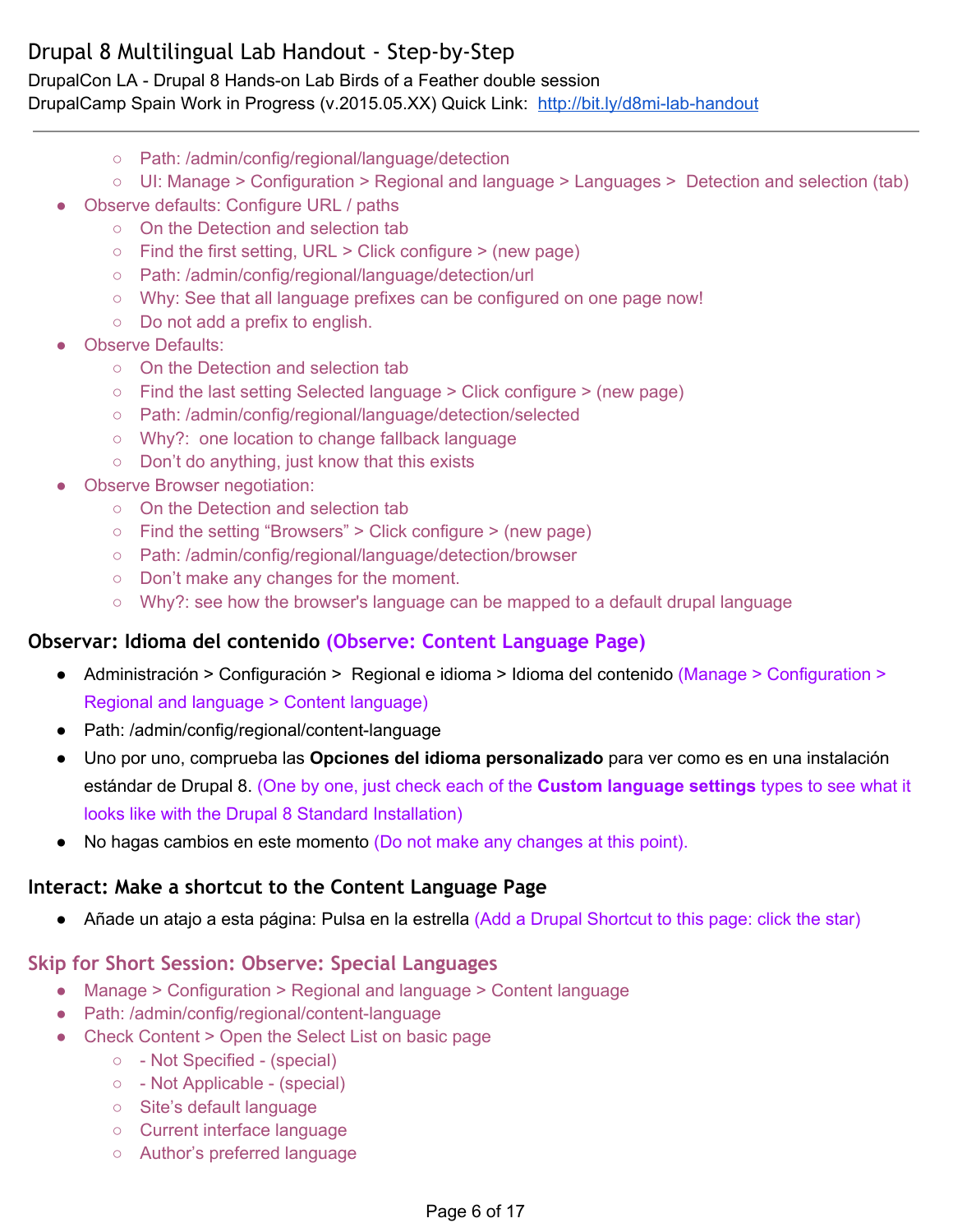- Path: /admin/config/regional/language/detection
  - UI: Manage > Configuration > Regional and language > Languages > Detection and selection (tab)
- Observe defaults: Configure URL / paths
  - On the Detection and selection tab
  - Find the first setting, URL > Click configure > (new page)
  - Path: /admin/config/regional/language/detection/url
  - Why: See that all language prefixes can be configured on one page now!
  - Do not add a prefix to english.
- Observe Defaults:
  - On the Detection and selection tab
  - Find the last setting Selected language > Click configure > (new page)
  - Path: /admin/config/regional/language/detection/selected
  - Why?: one location to change fallback language
  - Don't do anything, just know that this exists
- Observe Browser negotiation:
  - On the Detection and selection tab
  - Find the setting "Browsers" > Click configure > (new page)
  - Path: /admin/config/regional/language/detection/browser
  - Don't make any changes for the moment.
  - Why?: see how the browser's language can be mapped to a default drupal language

### Observar: Idioma del contenido (Observe: Content Language Page)

- Administración > Configuración > Regional e idioma > Idioma del contenido (Manage > Configuration > Regional and language > Content language)
- Path: /admin/config/regional/content-language
- Uno por uno, comprueba las **Opciones del idioma personalizado** para ver como es en una instalación estándar de Drupal 8. (One by one, just check each of the **Custom language settings** types to see what it looks like with the Drupal 8 Standard Installation)
- No hagas cambios en este momento (Do not make any changes at this point).

### Interact: Make a shortcut to the Content Language Page

- Añade un atajo a esta página: Pulsa en la estrella (Add a Drupal Shortcut to this page: click the star)

### Skip for Short Session: Observe: Special Languages

- Manage > Configuration > Regional and language > Content language
- Path: /admin/config/regional/content-language
- Check Content > Open the Select List on basic page
  - \- Not Specified - (special)
  - \- Not Applicable - (special)
  - Site's default language
  - Current interface language
  - Author's preferred language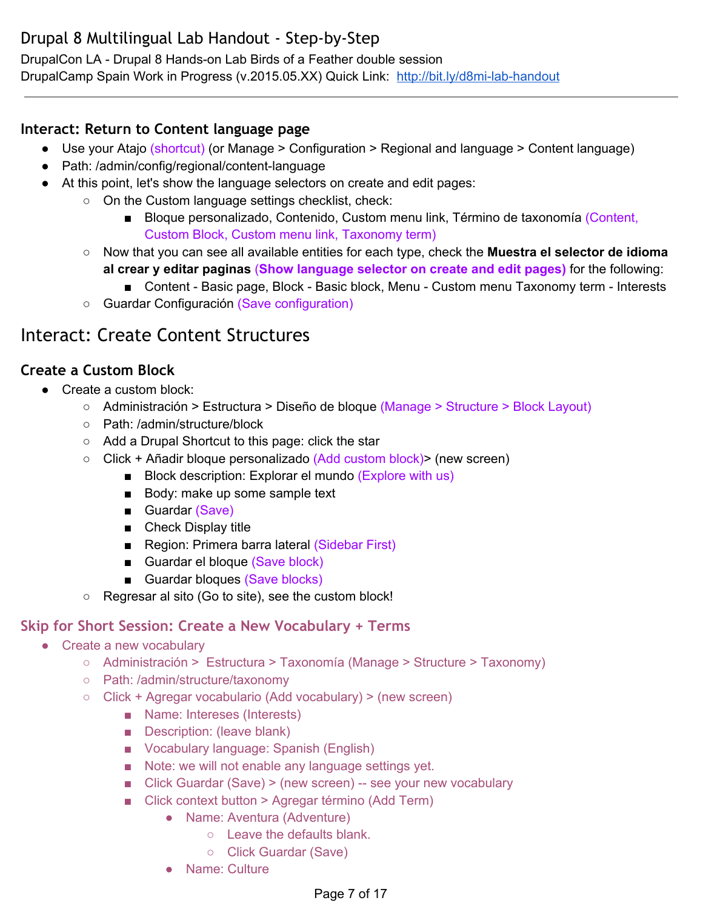Drupal 8 Multilingual Lab Handout - Step-by-Step

DrupalCon LA - Drupal 8 Hands-on Lab Birds of a Feather double session

DrupalCamp Spain Work in Progress (v.2015.05.XX) Quick Link: [http://bit.ly/d8mi-lab-handout](http://bit.ly/d8mi-lab-handout)

---

### Interact: Return to Content language page

- Use your Atajo (shortcut) (or Manage > Configuration > Regional and language > Content language)
- Path: /admin/config/regional/content-language
- At this point, let's show the language selectors on create and edit pages:
  - On the Custom language settings checklist, check:
    - Bloque personalizado, Contenido, Custom menu link, Término de taxonomía (Content, Custom Block, Custom menu link, Taxonomy term)
  - Now that you can see all available entities for each type, check the **Muestra el selector de idioma al crear y editar paginas (Show language selector on create and edit pages)** for the following:
    - Content - Basic page, Block - Basic block, Menu - Custom menu Taxonomy term - Interests
  - Guardar Configuración (Save configuration)

## Interact: Create Content Structures

### Create a Custom Block

- Create a custom block:
  - Administración > Estructura > Diseño de bloque (Manage > Structure > Block Layout)
  - Path: /admin/structure/block
  - Add a Drupal Shortcut to this page: click the star
  - Click + Añadir bloque personalizado (Add custom block)> (new screen)
    - Block description: Explorar el mundo (Explore with us)
    - Body: make up some sample text
    - Guardar (Save)
    - Check Display title
    - Region: Primera barra lateral (Sidebar First)
    - Guardar el bloque (Save block)
    - Guardar bloques (Save blocks)
  - Regresar al sito (Go to site), see the custom block!

### Skip for Short Session: Create a New Vocabulary + Terms

- Create a new vocabulary
  - Administración > Estructura > Taxonomía (Manage > Structure > Taxonomy)
  - Path: /admin/structure/taxonomy
  - Click + Agregar vocabulario (Add vocabulary) > (new screen)
    - Name: Intereses (Interests)
    - Description: (leave blank)
    - Vocabulary language: Spanish (English)
    - Note: we will not enable any language settings yet.
    - Click Guardar (Save) > (new screen) -- see your new vocabulary
    - Click context button > Agregar término (Add Term)
      - Name: Aventura (Adventure)
        - Leave the defaults blank.
        - Click Guardar (Save)
      - Name: Culture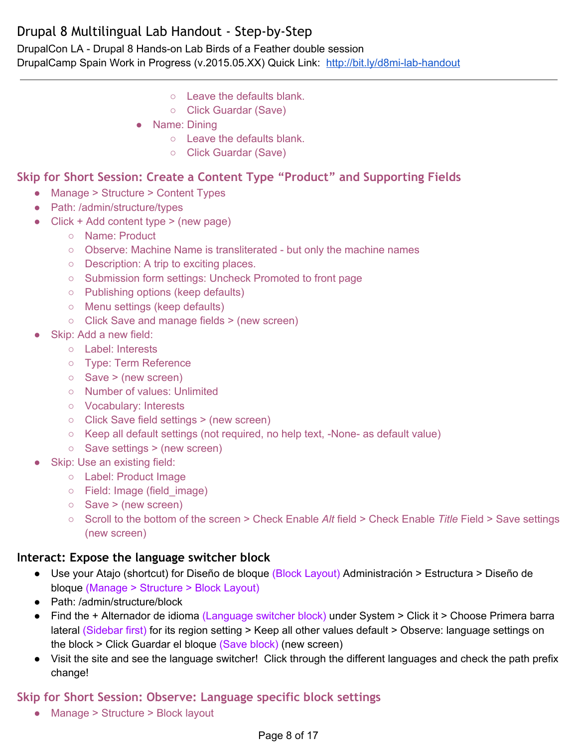- Leave the defaults blank.
    - Click Guardar (Save)
- Name: Dining
    - Leave the defaults blank.
    - Click Guardar (Save)

## Skip for Short Session: Create a Content Type "Product" and Supporting Fields

- Manage > Structure > Content Types
- Path: /admin/structure/types
- Click + Add content type > (new page)
    - Name: Product
    - Observe: Machine Name is transliterated - but only the machine names
    - Description: A trip to exciting places.
    - Submission form settings: Uncheck Promoted to front page
    - Publishing options (keep defaults)
    - Menu settings (keep defaults)
    - Click Save and manage fields > (new screen)
- Skip: Add a new field:
    - Label: Interests
    - Type: Term Reference
    - Save > (new screen)
    - Number of values: Unlimited
    - Vocabulary: Interests
    - Click Save field settings > (new screen)
    - Keep all default settings (not required, no help text, -None- as default value)
    - Save settings > (new screen)
- Skip: Use an existing field:
    - Label: Product Image
    - Field: Image (field_image)
    - Save > (new screen)
    - Scroll to the bottom of the screen > Check Enable *Alt* field > Check Enable *Title* Field > Save settings (new screen)

## Interact: Expose the language switcher block

- Use your Atajo (shortcut) for Diseño de bloque (Block Layout) Administración > Estructura > Diseño de bloque (Manage > Structure > Block Layout)
- Path: /admin/structure/block
- Find the + Alternador de idioma (Language switcher block) under System > Click it > Choose Primera barra lateral (Sidebar first) for its region setting > Keep all other values default > Observe: language settings on the block > Click Guardar el bloque (Save block) (new screen)
- Visit the site and see the language switcher! Click through the different languages and check the path prefix change!

## Skip for Short Session: Observe: Language specific block settings

- Manage > Structure > Block layout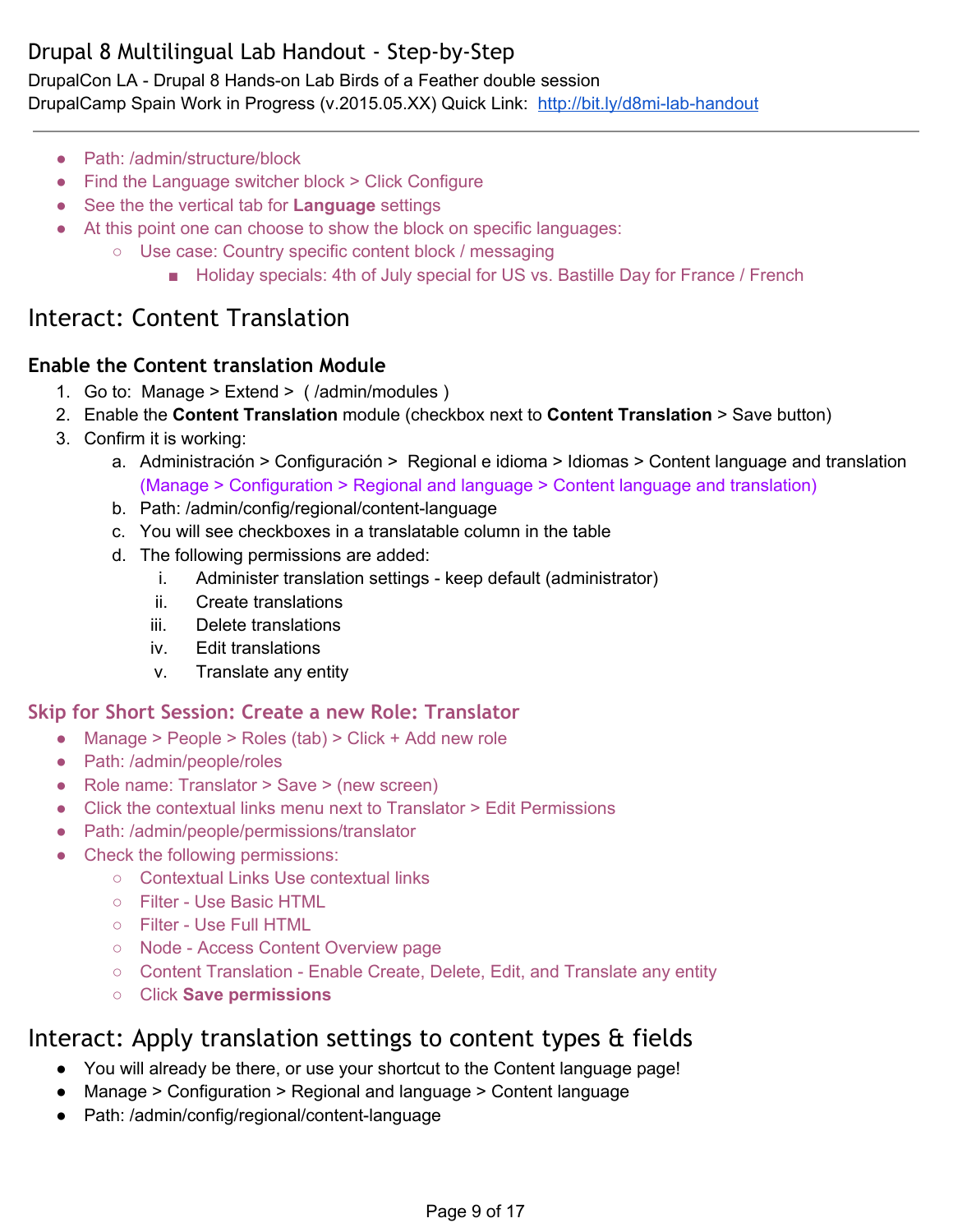- Path: /admin/structure/block
- Find the Language switcher block > Click Configure
- See the the vertical tab for **Language** settings
- At this point one can choose to show the block on specific languages:
  - Use case: Country specific content block / messaging
    - Holiday specials: 4th of July special for US vs. Bastille Day for France / French

# Interact: Content Translation

### Enable the Content translation Module

1. Go to: Manage > Extend > ( /admin/modules )
2. Enable the **Content Translation** module (checkbox next to **Content Translation** > Save button)
3. Confirm it is working:
   a. Administración > Configuración > Regional e idioma > Idiomas > Content language and translation (Manage > Configuration > Regional and language > Content language and translation)
   b. Path: /admin/config/regional/content-language
   c. You will see checkboxes in a translatable column in the table
   d. The following permissions are added:
      i. Administer translation settings - keep default (administrator)
      ii. Create translations
      iii. Delete translations
      iv. Edit translations
      v. Translate any entity

### Skip for Short Session: Create a new Role: Translator

- Manage > People > Roles (tab) > Click + Add new role
- Path: /admin/people/roles
- Role name: Translator > Save > (new screen)
- Click the contextual links menu next to Translator > Edit Permissions
- Path: /admin/people/permissions/translator
- Check the following permissions:
  - Contextual Links Use contextual links
  - Filter - Use Basic HTML
  - Filter - Use Full HTML
  - Node - Access Content Overview page
  - Content Translation - Enable Create, Delete, Edit, and Translate any entity
  - Click **Save permissions**

# Interact: Apply translation settings to content types & fields

- You will already be there, or use your shortcut to the Content language page!
- Manage > Configuration > Regional and language > Content language
- Path: /admin/config/regional/content-language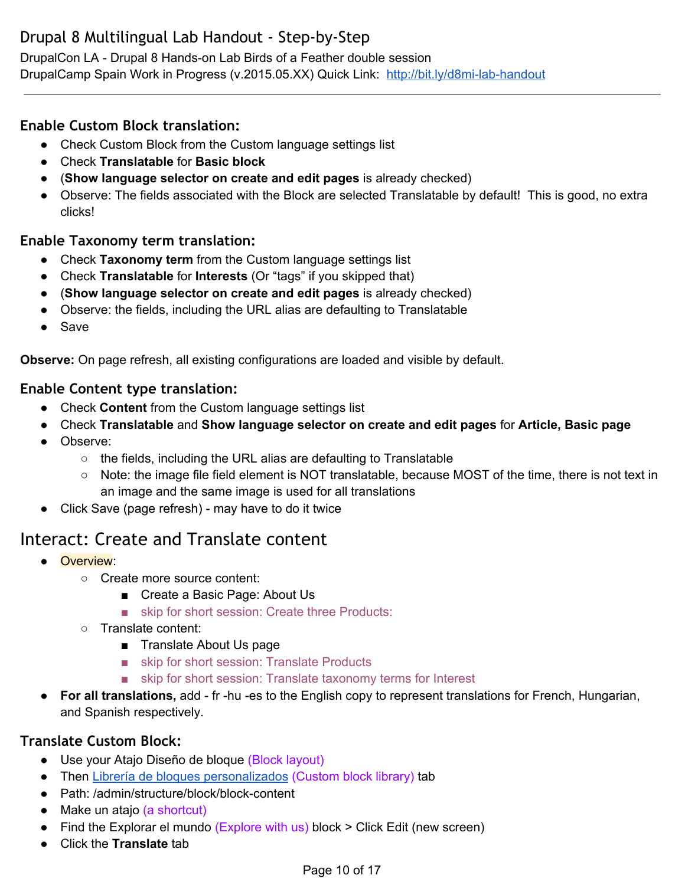# Drupal 8 Multilingual Lab Handout - Step-by-Step

DrupalCon LA - Drupal 8 Hands-on Lab Birds of a Feather double session
DrupalCamp Spain Work in Progress (v.2015.05.XX) Quick Link: [http://bit.ly/d8mi-lab-handout](http://bit.ly/d8mi-lab-handout)

---

### Enable Custom Block translation:

- Check Custom Block from the Custom language settings list
- Check **Translatable** for **Basic block**
- (**Show language selector on create and edit pages** is already checked)
- Observe: The fields associated with the Block are selected Translatable by default! This is good, no extra clicks!

### Enable Taxonomy term translation:

- Check **Taxonomy term** from the Custom language settings list
- Check **Translatable** for **Interests** (Or "tags" if you skipped that)
- (**Show language selector on create and edit pages** is already checked)
- Observe: the fields, including the URL alias are defaulting to Translatable
- Save

**Observe:** On page refresh, all existing configurations are loaded and visible by default.

### Enable Content type translation:

- Check **Content** from the Custom language settings list
- Check **Translatable** and **Show language selector on create and edit pages** for **Article, Basic page**
- Observe:
  - the fields, including the URL alias are defaulting to Translatable
  - Note: the image file field element is NOT translatable, because MOST of the time, there is not text in an image and the same image is used for all translations
- Click Save (page refresh) - may have to do it twice

## Interact: Create and Translate content

- Overview:
  - Create more source content:
    - Create a Basic Page: About Us
    - skip for short session: Create three Products:
  - Translate content:
    - Translate About Us page
    - skip for short session: Translate Products
    - skip for short session: Translate taxonomy terms for Interest
- **For all translations,** add - fr -hu -es to the English copy to represent translations for French, Hungarian, and Spanish respectively.

### Translate Custom Block:

- Use your Atajo Diseño de bloque (Block layout)
- Then Librería de bloques personalizados (Custom block library) tab
- Path: /admin/structure/block/block-content
- Make un atajo (a shortcut)
- Find the Explorar el mundo (Explore with us) block > Click Edit (new screen)
- Click the **Translate** tab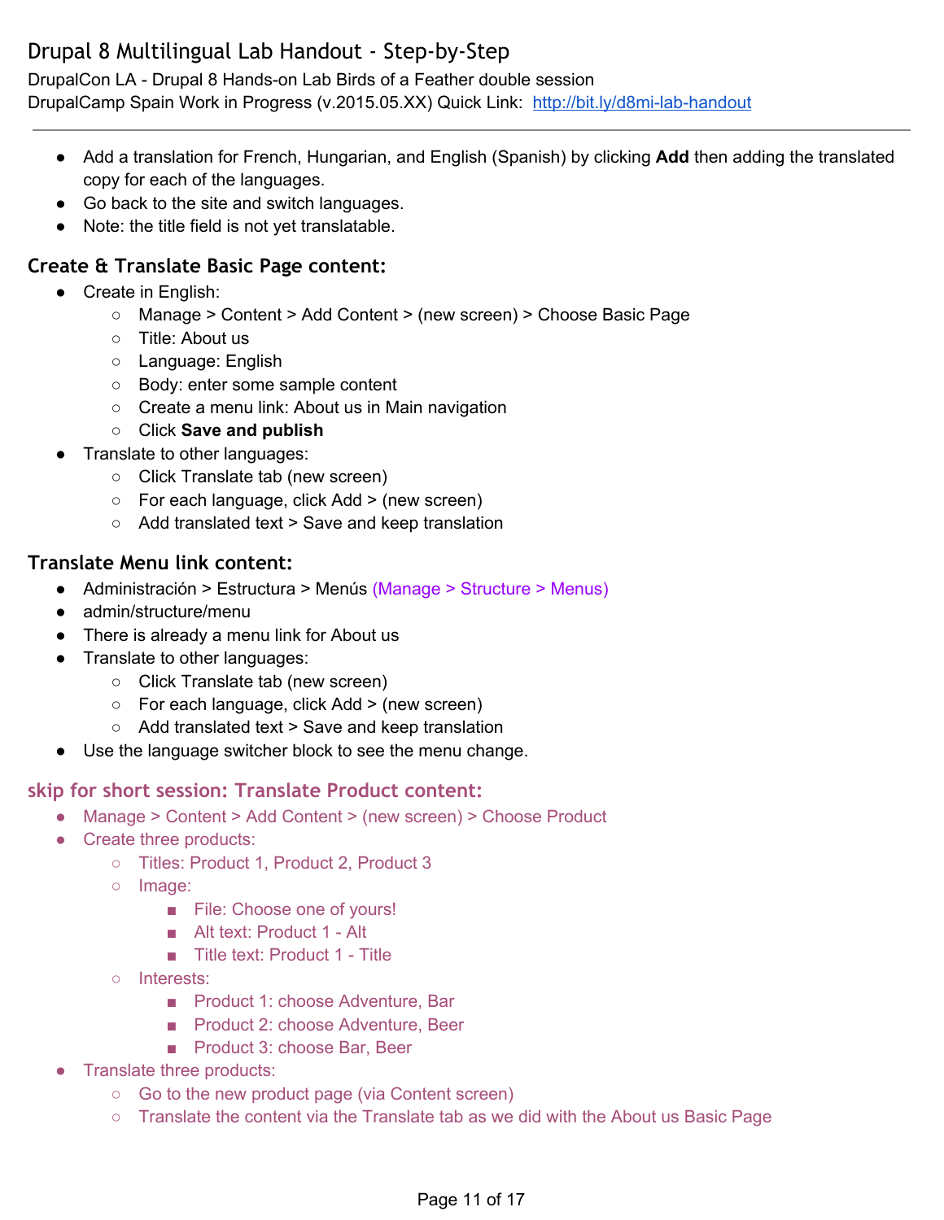- Add a translation for French, Hungarian, and English (Spanish) by clicking **Add** then adding the translated copy for each of the languages.
- Go back to the site and switch languages.
- Note: the title field is not yet translatable.

### Create & Translate Basic Page content:

- Create in English:
    - Manage > Content > Add Content > (new screen) > Choose Basic Page
    - Title: About us
    - Language: English
    - Body: enter some sample content
    - Create a menu link: About us in Main navigation
    - Click **Save and publish**
- Translate to other languages:
    - Click Translate tab (new screen)
    - For each language, click Add > (new screen)
    - Add translated text > Save and keep translation

### Translate Menu link content:

- Administración > Estructura > Menús (Manage > Structure > Menus)
- admin/structure/menu
- There is already a menu link for About us
- Translate to other languages:
    - Click Translate tab (new screen)
    - For each language, click Add > (new screen)
    - Add translated text > Save and keep translation
- Use the language switcher block to see the menu change.

### skip for short session: Translate Product content:

- Manage > Content > Add Content > (new screen) > Choose Product
- Create three products:
    - Titles: Product 1, Product 2, Product 3
    - Image:
        - File: Choose one of yours!
        - Alt text: Product 1 - Alt
        - Title text: Product 1 - Title
    - Interests:
        - Product 1: choose Adventure, Bar
        - Product 2: choose Adventure, Beer
        - Product 3: choose Bar, Beer
- Translate three products:
    - Go to the new product page (via Content screen)
    - Translate the content via the Translate tab as we did with the About us Basic Page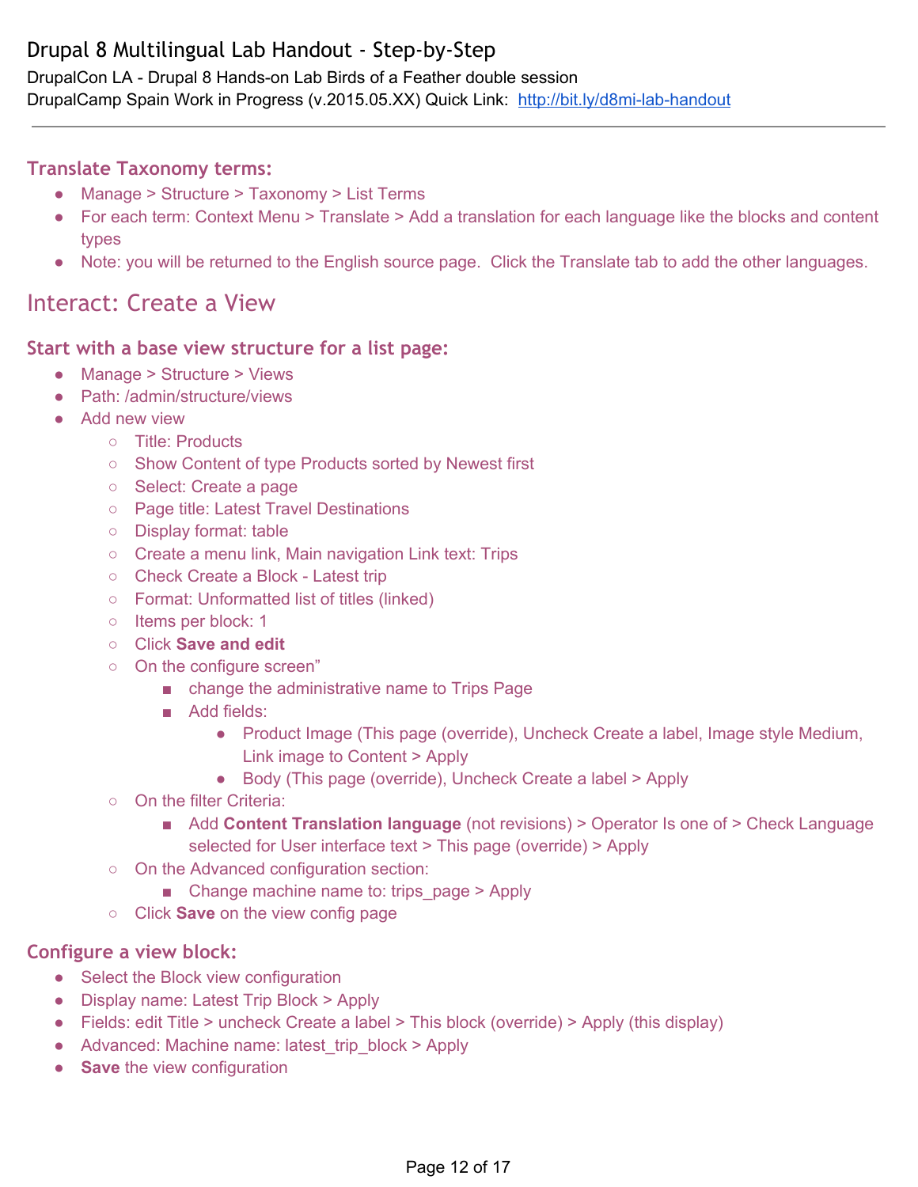# Drupal 8 Multilingual Lab Handout - Step-by-Step

DrupalCon LA - Drupal 8 Hands-on Lab Birds of a Feather double session
DrupalCamp Spain Work in Progress (v.2015.05.XX) Quick Link: [http://bit.ly/d8mi-lab-handout](http://bit.ly/d8mi-lab-handout)

---

### Translate Taxonomy terms:

- Manage > Structure > Taxonomy > List Terms
- For each term: Context Menu > Translate > Add a translation for each language like the blocks and content types
- Note: you will be returned to the English source page. Click the Translate tab to add the other languages.

## Interact: Create a View

### Start with a base view structure for a list page:

- Manage > Structure > Views
- Path: /admin/structure/views
- Add new view
  - Title: Products
  - Show Content of type Products sorted by Newest first
  - Select: Create a page
  - Page title: Latest Travel Destinations
  - Display format: table
  - Create a menu link, Main navigation Link text: Trips
  - Check Create a Block - Latest trip
  - Format: Unformatted list of titles (linked)
  - Items per block: 1
  - Click **Save and edit**
  - On the configure screen”
    - change the administrative name to Trips Page
    - Add fields:
      - Product Image (This page (override), Uncheck Create a label, Image style Medium, Link image to Content > Apply
      - Body (This page (override), Uncheck Create a label > Apply
  - On the filter Criteria:
    - Add **Content Translation language** (not revisions) > Operator Is one of > Check Language selected for User interface text > This page (override) > Apply
  - On the Advanced configuration section:
    - Change machine name to: trips_page > Apply
  - Click **Save** on the view config page

### Configure a view block:

- Select the Block view configuration
- Display name: Latest Trip Block > Apply
- Fields: edit Title > uncheck Create a label > This block (override) > Apply (this display)
- Advanced: Machine name: latest_trip_block > Apply
- **Save** the view configuration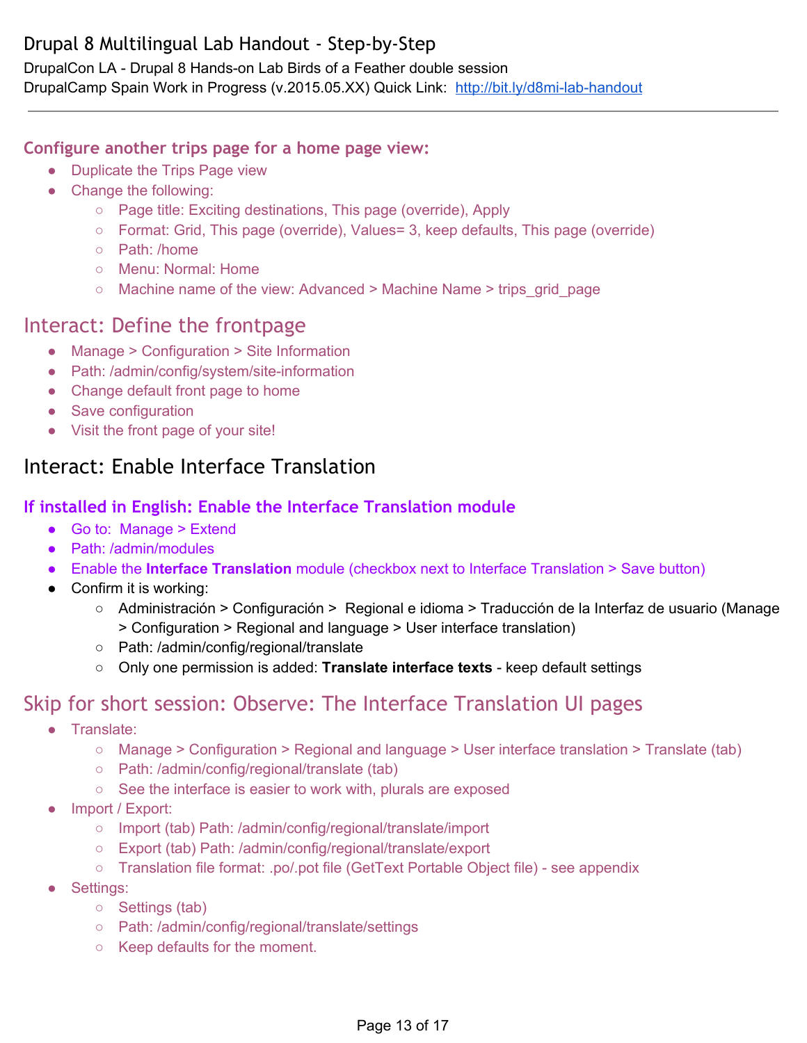### Configure another trips page for a home page view:

- Duplicate the Trips Page view
- Change the following:
  - Page title: Exciting destinations, This page (override), Apply
  - Format: Grid, This page (override), Values= 3, keep defaults, This page (override)
  - Path: /home
  - Menu: Normal: Home
  - Machine name of the view: Advanced > Machine Name > trips_grid_page

## Interact: Define the frontpage

- Manage > Configuration > Site Information
- Path: /admin/config/system/site-information
- Change default front page to home
- Save configuration
- Visit the front page of your site!

## Interact: Enable Interface Translation

### If installed in English: Enable the Interface Translation module

- Go to: Manage > Extend
- Path: /admin/modules
- Enable the **Interface Translation** module (checkbox next to Interface Translation > Save button)
- Confirm it is working:
  - Administración > Configuración > Regional e idioma > Traducción de la Interfaz de usuario (Manage > Configuration > Regional and language > User interface translation)
  - Path: /admin/config/regional/translate
  - Only one permission is added: **Translate interface texts** - keep default settings

## Skip for short session: Observe: The Interface Translation UI pages

- Translate:
  - Manage > Configuration > Regional and language > User interface translation > Translate (tab)
  - Path: /admin/config/regional/translate (tab)
  - See the interface is easier to work with, plurals are exposed
- Import / Export:
  - Import (tab) Path: /admin/config/regional/translate/import
  - Export (tab) Path: /admin/config/regional/translate/export
  - Translation file format: .po/.pot file (GetText Portable Object file) - see appendix
- Settings:
  - Settings (tab)
  - Path: /admin/config/regional/translate/settings
  - Keep defaults for the moment.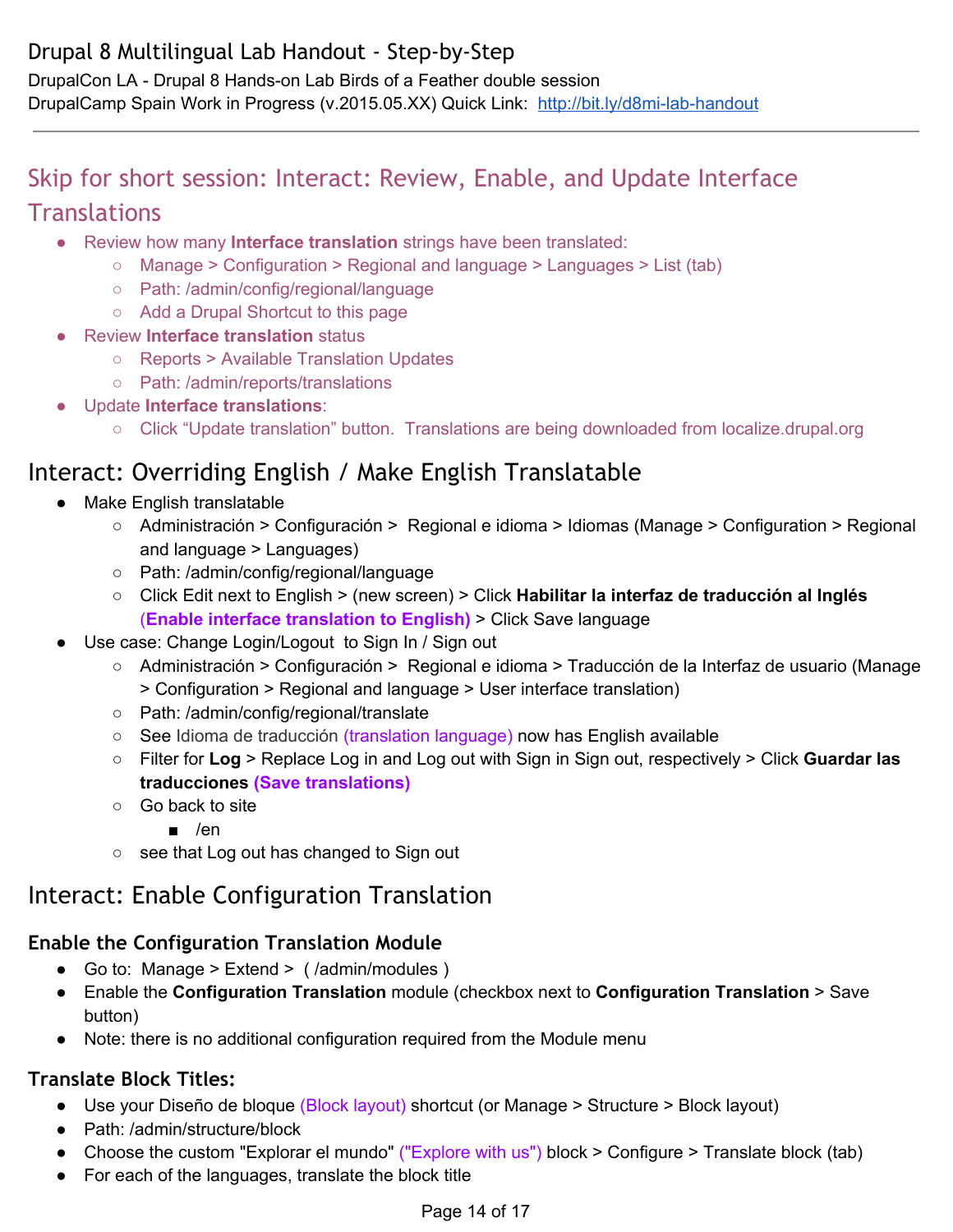# Drupal 8 Multilingual Lab Handout - Step-by-Step

DrupalCon LA - Drupal 8 Hands-on Lab Birds of a Feather double session
DrupalCamp Spain Work in Progress (v.2015.05.XX) Quick Link: http://bit.ly/d8mi-lab-handout

---

## Skip for short session: Interact: Review, Enable, and Update Interface Translations

- Review how many **Interface translation** strings have been translated:
  - Manage > Configuration > Regional and language > Languages > List (tab)
  - Path: /admin/config/regional/language
  - Add a Drupal Shortcut to this page
- Review **Interface translation** status
  - Reports > Available Translation Updates
  - Path: /admin/reports/translations
- Update **Interface translations**:
  - Click "Update translation" button. Translations are being downloaded from localize.drupal.org

## Interact: Overriding English / Make English Translatable

- Make English translatable
  - Administración > Configuración > Regional e idioma > Idiomas (Manage > Configuration > Regional and language > Languages)
  - Path: /admin/config/regional/language
  - Click Edit next to English > (new screen) > Click **Habilitar la interfaz de traducción al Inglés (Enable interface translation to English)** > Click Save language
- Use case: Change Login/Logout to Sign In / Sign out
  - Administración > Configuración > Regional e idioma > Traducción de la Interfaz de usuario (Manage > Configuration > Regional and language > User interface translation)
  - Path: /admin/config/regional/translate
  - See Idioma de traducción (translation language) now has English available
  - Filter for **Log** > Replace Log in and Log out with Sign in Sign out, respectively > Click **Guardar las traducciones (Save translations)**
  - Go back to site
    - /en
  - see that Log out has changed to Sign out

## Interact: Enable Configuration Translation

### Enable the Configuration Translation Module

- Go to: Manage > Extend > ( /admin/modules )
- Enable the **Configuration Translation** module (checkbox next to **Configuration Translation** > Save button)
- Note: there is no additional configuration required from the Module menu

### Translate Block Titles:

- Use your Diseño de bloque (Block layout) shortcut (or Manage > Structure > Block layout)
- Path: /admin/structure/block
- Choose the custom "Explorar el mundo" ("Explore with us") block > Configure > Translate block (tab)
- For each of the languages, translate the block title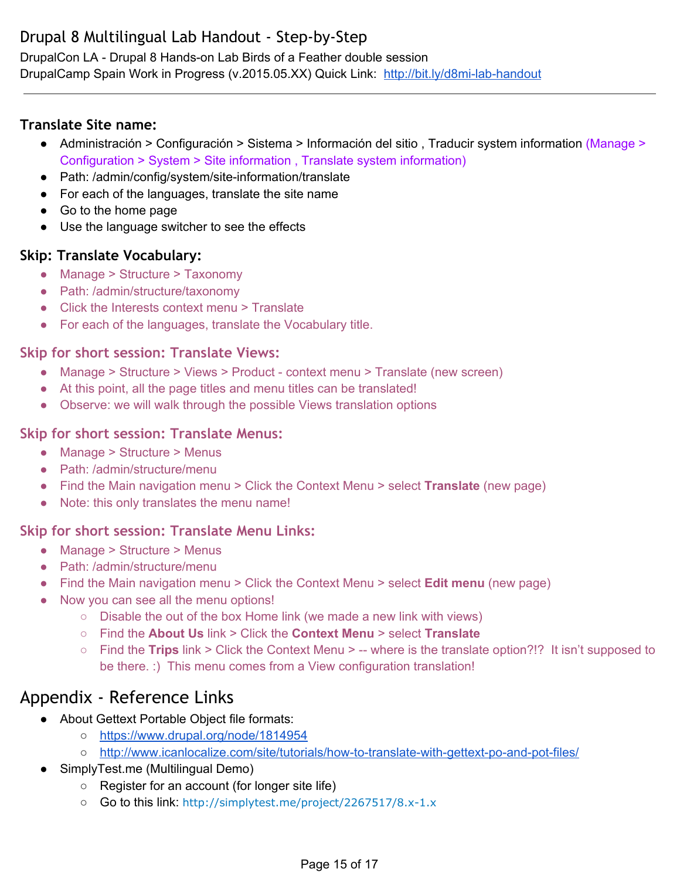# Drupal 8 Multilingual Lab Handout - Step-by-Step

DrupalCon LA - Drupal 8 Hands-on Lab Birds of a Feather double session
DrupalCamp Spain Work in Progress (v.2015.05.XX) Quick Link: http://bit.ly/d8mi-lab-handout

---

### Translate Site name:

- Administración > Configuración > Sistema > Información del sitio , Traducir system information (Manage > Configuration > System > Site information , Translate system information)
- Path: /admin/config/system/site-information/translate
- For each of the languages, translate the site name
- Go to the home page
- Use the language switcher to see the effects

### Skip: Translate Vocabulary:

- Manage > Structure > Taxonomy
- Path: /admin/structure/taxonomy
- Click the Interests context menu > Translate
- For each of the languages, translate the Vocabulary title.

### Skip for short session: Translate Views:

- Manage > Structure > Views > Product - context menu > Translate (new screen)
- At this point, all the page titles and menu titles can be translated!
- Observe: we will walk through the possible Views translation options

### Skip for short session: Translate Menus:

- Manage > Structure > Menus
- Path: /admin/structure/menu
- Find the Main navigation menu > Click the Context Menu > select **Translate** (new page)
- Note: this only translates the menu name!

### Skip for short session: Translate Menu Links:

- Manage > Structure > Menus
- Path: /admin/structure/menu
- Find the Main navigation menu > Click the Context Menu > select **Edit menu** (new page)
- Now you can see all the menu options!
  - Disable the out of the box Home link (we made a new link with views)
  - Find the **About Us** link > Click the **Context Menu** > select **Translate**
  - Find the **Trips** link > Click the Context Menu > -- where is the translate option?!? It isn't supposed to be there. :) This menu comes from a View configuration translation!

## Appendix - Reference Links

- About Gettext Portable Object file formats:
  - https://www.drupal.org/node/1814954
  - http://www.icanlocalize.com/site/tutorials/how-to-translate-with-gettext-po-and-pot-files/
- SimplyTest.me (Multilingual Demo)
  - Register for an account (for longer site life)
  - Go to this link: http://simplytest.me/project/2267517/8.x-1.x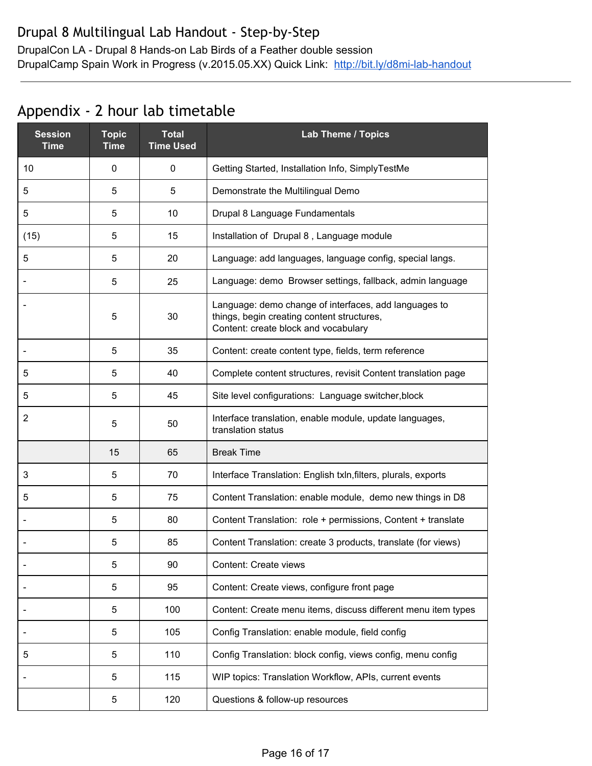## Appendix - 2 hour lab timetable

| Session Time | Topic Time | Total Time Used | Lab Theme / Topics |
|---|---|---|---|
| 10 | 0 | 0 | Getting Started, Installation Info, SimplyTestMe |
| 5 | 5 | 5 | Demonstrate the Multilingual Demo |
| 5 | 5 | 10 | Drupal 8 Language Fundamentals |
| (15) | 5 | 15 | Installation of Drupal 8 , Language module |
| 5 | 5 | 20 | Language: add languages, language config, special langs. |
| - | 5 | 25 | Language: demo Browser settings, fallback, admin language |
| - | 5 | 30 | Language: demo change of interfaces, add languages to things, begin creating content structures,<br>Content: create block and vocabulary |
| - | 5 | 35 | Content: create content type, fields, term reference |
| 5 | 5 | 40 | Complete content structures, revisit Content translation page |
| 5 | 5 | 45 | Site level configurations: Language switcher,block |
| 2 | 5 | 50 | Interface translation, enable module, update languages, translation status |
| | 15 | 65 | Break Time |
| 3 | 5 | 70 | Interface Translation: English txln,filters, plurals, exports |
| 5 | 5 | 75 | Content Translation: enable module, demo new things in D8 |
| - | 5 | 80 | Content Translation: role + permissions, Content + translate |
| - | 5 | 85 | Content Translation: create 3 products, translate (for views) |
| - | 5 | 90 | Content: Create views |
| - | 5 | 95 | Content: Create views, configure front page |
| - | 5 | 100 | Content: Create menu items, discuss different menu item types |
| - | 5 | 105 | Config Translation: enable module, field config |
| 5 | 5 | 110 | Config Translation: block config, views config, menu config |
| - | 5 | 115 | WIP topics: Translation Workflow, APIs, current events |
| | 5 | 120 | Questions & follow-up resources |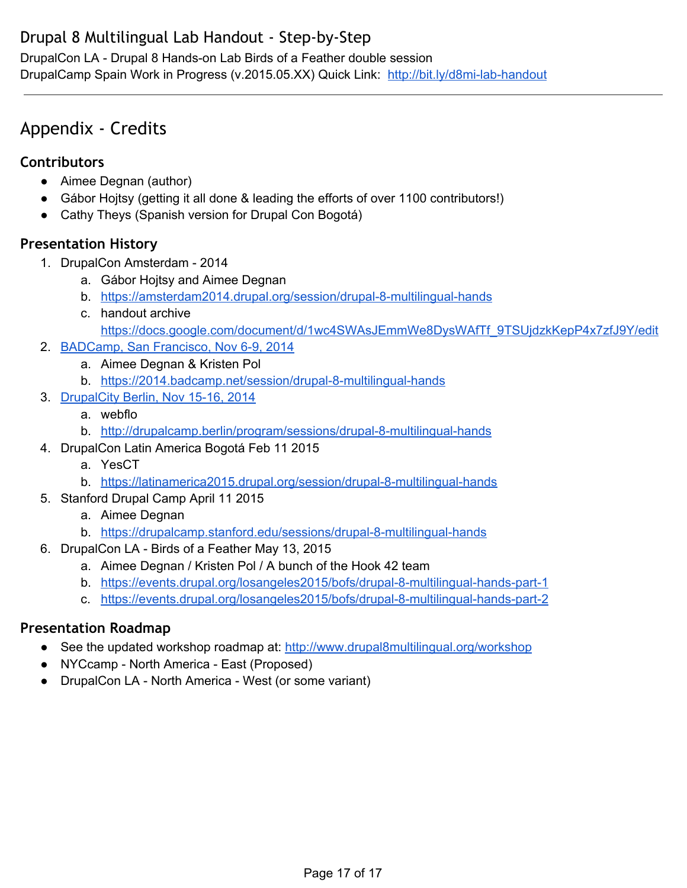# Appendix - Credits

## Contributors

- Aimee Degnan (author)
- Gábor Hojtsy (getting it all done & leading the efforts of over 1100 contributors!)
- Cathy Theys (Spanish version for Drupal Con Bogotá)

## Presentation History

1. DrupalCon Amsterdam - 2014
   a. Gábor Hojtsy and Aimee Degnan
   b. https://amsterdam2014.drupal.org/session/drupal-8-multilingual-hands
   c. handout archive https://docs.google.com/document/d/1wc4SWAsJEmmWe8DysWAfTf_9TSUjdzkKepP4x7zfJ9Y/edit
2. BADCamp, San Francisco, Nov 6-9, 2014
   a. Aimee Degnan & Kristen Pol
   b. https://2014.badcamp.net/session/drupal-8-multilingual-hands
3. DrupalCity Berlin, Nov 15-16, 2014
   a. webflo
   b. http://drupalcamp.berlin/program/sessions/drupal-8-multilingual-hands
4. DrupalCon Latin America Bogotá Feb 11 2015
   a. YesCT
   b. https://latinamerica2015.drupal.org/session/drupal-8-multilingual-hands
5. Stanford Drupal Camp April 11 2015
   a. Aimee Degnan
   b. https://drupalcamp.stanford.edu/sessions/drupal-8-multilingual-hands
6. DrupalCon LA - Birds of a Feather May 13, 2015
   a. Aimee Degnan / Kristen Pol / A bunch of the Hook 42 team
   b. https://events.drupal.org/losangeles2015/bofs/drupal-8-multilingual-hands-part-1
   c. https://events.drupal.org/losangeles2015/bofs/drupal-8-multilingual-hands-part-2

## Presentation Roadmap

- See the updated workshop roadmap at: http://www.drupal8multilingual.org/workshop
- NYCcamp - North America - East (Proposed)
- DrupalCon LA - North America - West (or some variant)